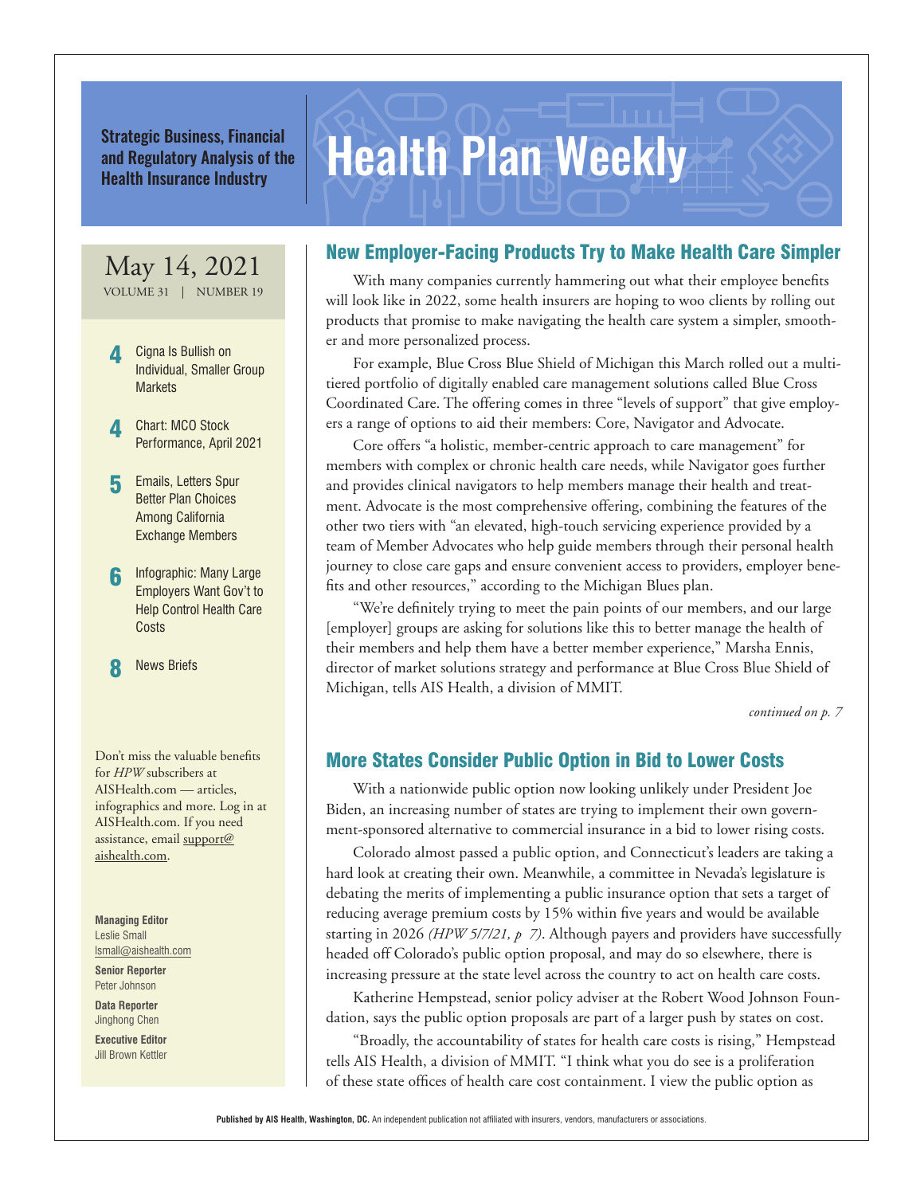# Health Plan Weekly

**Strategic Business, Financial and Regulatory Analysis of the Health Insurance Industry**

May 14, 2021
VOLUME 31 | NUMBER 19

- **4** Cigna Is Bullish on Individual, Smaller Group Markets
- **4** Chart: MCO Stock Performance, April 2021
- **5** Emails, Letters Spur Better Plan Choices Among California Exchange Members
- **6** Infographic: Many Large Employers Want Gov't to Help Control Health Care Costs
- **8** News Briefs

Don't miss the valuable benefits for *HPW* subscribers at AISHealth.com — articles, infographics and more. Log in at AISHealth.com. If you need assistance, email support@aishealth.com.

**Managing Editor**
Leslie Small
lsmall@aishealth.com

**Senior Reporter**
Peter Johnson

**Data Reporter**
Jinghong Chen

**Executive Editor**
Jill Brown Kettler

## New Employer-Facing Products Try to Make Health Care Simpler

With many companies currently hammering out what their employee benefits will look like in 2022, some health insurers are hoping to woo clients by rolling out products that promise to make navigating the health care system a simpler, smoother and more personalized process.

For example, Blue Cross Blue Shield of Michigan this March rolled out a multi-tiered portfolio of digitally enabled care management solutions called Blue Cross Coordinated Care. The offering comes in three "levels of support" that give employers a range of options to aid their members: Core, Navigator and Advocate.

Core offers "a holistic, member-centric approach to care management" for members with complex or chronic health care needs, while Navigator goes further and provides clinical navigators to help members manage their health and treatment. Advocate is the most comprehensive offering, combining the features of the other two tiers with "an elevated, high-touch servicing experience provided by a team of Member Advocates who help guide members through their personal health journey to close care gaps and ensure convenient access to providers, employer benefits and other resources," according to the Michigan Blues plan.

"We're definitely trying to meet the pain points of our members, and our large [employer] groups are asking for solutions like this to better manage the health of their members and help them have a better member experience," Marsha Ennis, director of market solutions strategy and performance at Blue Cross Blue Shield of Michigan, tells AIS Health, a division of MMIT.

*continued on p. 7*

## More States Consider Public Option in Bid to Lower Costs

With a nationwide public option now looking unlikely under President Joe Biden, an increasing number of states are trying to implement their own government-sponsored alternative to commercial insurance in a bid to lower rising costs.

Colorado almost passed a public option, and Connecticut's leaders are taking a hard look at creating their own. Meanwhile, a committee in Nevada's legislature is debating the merits of implementing a public insurance option that sets a target of reducing average premium costs by 15% within five years and would be available starting in 2026 *(HPW 5/7/21, p 7)*. Although payers and providers have successfully headed off Colorado's public option proposal, and may do so elsewhere, there is increasing pressure at the state level across the country to act on health care costs.

Katherine Hempstead, senior policy adviser at the Robert Wood Johnson Foundation, says the public option proposals are part of a larger push by states on cost.

"Broadly, the accountability of states for health care costs is rising," Hempstead tells AIS Health, a division of MMIT. "I think what you do see is a proliferation of these state offices of health care cost containment. I view the public option as

**Published by AIS Health, Washington, DC.** An independent publication not affiliated with insurers, vendors, manufacturers or associations.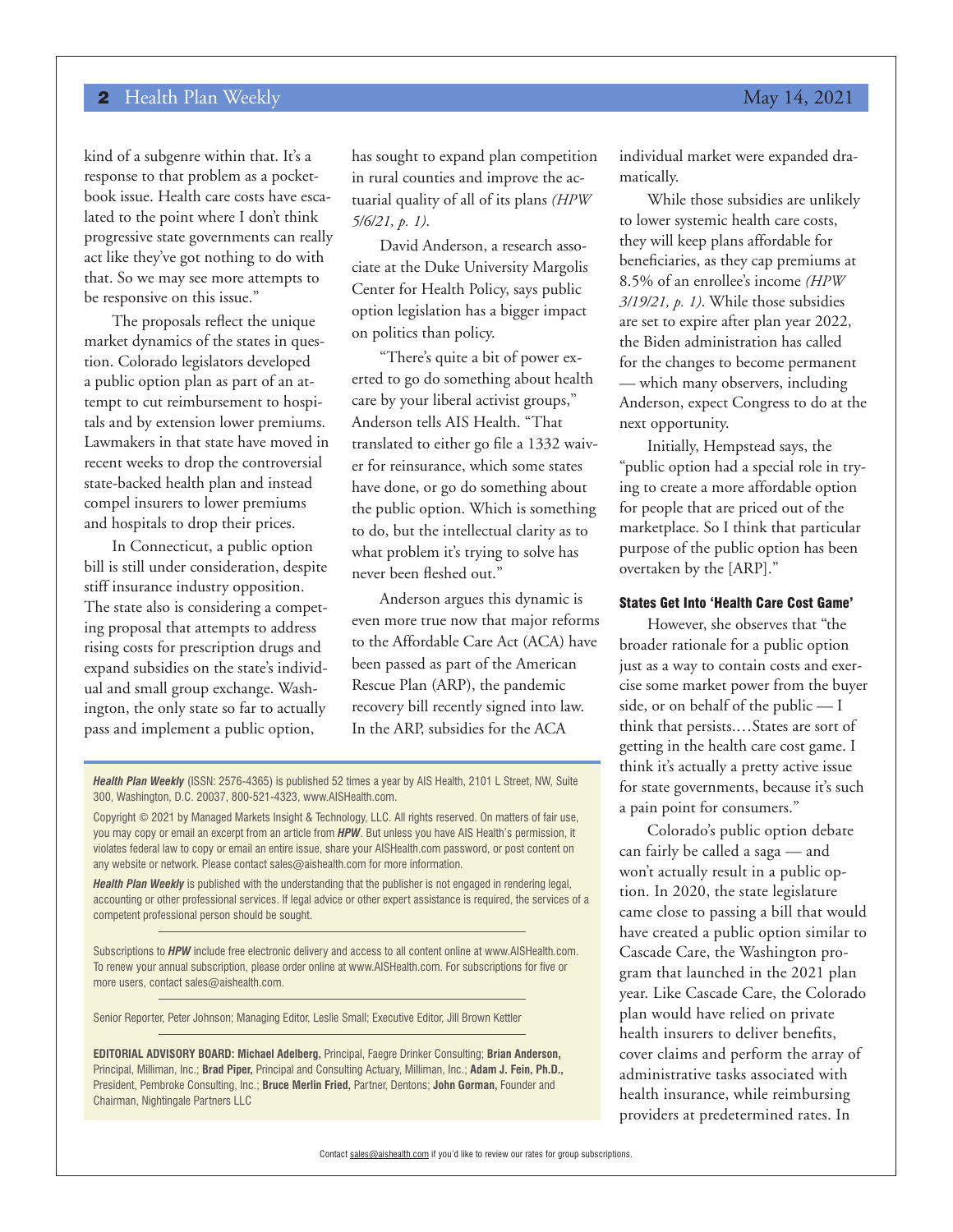kind of a subgenre within that. It's a response to that problem as a pocketbook issue. Health care costs have escalated to the point where I don't think progressive state governments can really act like they've got nothing to do with that. So we may see more attempts to be responsive on this issue."

The proposals reflect the unique market dynamics of the states in question. Colorado legislators developed a public option plan as part of an attempt to cut reimbursement to hospitals and by extension lower premiums. Lawmakers in that state have moved in recent weeks to drop the controversial state-backed health plan and instead compel insurers to lower premiums and hospitals to drop their prices.

In Connecticut, a public option bill is still under consideration, despite stiff insurance industry opposition. The state also is considering a competing proposal that attempts to address rising costs for prescription drugs and expand subsidies on the state's individual and small group exchange. Washington, the only state so far to actually pass and implement a public option, has sought to expand plan competition in rural counties and improve the actuarial quality of all of its plans *(HPW 5/6/21, p. 1)*.

David Anderson, a research associate at the Duke University Margolis Center for Health Policy, says public option legislation has a bigger impact on politics than policy.

"There's quite a bit of power exerted to go do something about health care by your liberal activist groups," Anderson tells AIS Health. "That translated to either go file a 1332 waiver for reinsurance, which some states have done, or go do something about the public option. Which is something to do, but the intellectual clarity as to what problem it's trying to solve has never been fleshed out."

Anderson argues this dynamic is even more true now that major reforms to the Affordable Care Act (ACA) have been passed as part of the American Rescue Plan (ARP), the pandemic recovery bill recently signed into law. In the ARP, subsidies for the ACA individual market were expanded dramatically.

While those subsidies are unlikely to lower systemic health care costs, they will keep plans affordable for beneficiaries, as they cap premiums at 8.5% of an enrollee's income *(HPW 3/19/21, p. 1)*. While those subsidies are set to expire after plan year 2022, the Biden administration has called for the changes to become permanent — which many observers, including Anderson, expect Congress to do at the next opportunity.

Initially, Hempstead says, the "public option had a special role in trying to create a more affordable option for people that are priced out of the marketplace. So I think that particular purpose of the public option has been overtaken by the [ARP]."

### States Get Into 'Health Care Cost Game'

However, she observes that "the broader rationale for a public option just as a way to contain costs and exercise some market power from the buyer side, or on behalf of the public — I think that persists.…States are sort of getting in the health care cost game. I think it's actually a pretty active issue for state governments, because it's such a pain point for consumers."

Colorado's public option debate can fairly be called a saga — and won't actually result in a public option. In 2020, the state legislature came close to passing a bill that would have created a public option similar to Cascade Care, the Washington program that launched in the 2021 plan year. Like Cascade Care, the Colorado plan would have relied on private health insurers to deliver benefits, cover claims and perform the array of administrative tasks associated with health insurance, while reimbursing providers at predetermined rates. In

---

***Health Plan Weekly*** (ISSN: 2576-4365) is published 52 times a year by AIS Health, 2101 L Street, NW, Suite 300, Washington, D.C. 20037, 800-521-4323, www.AISHealth.com.

Copyright © 2021 by Managed Markets Insight & Technology, LLC. All rights reserved. On matters of fair use, you may copy or email an excerpt from an article from ***HPW***. But unless you have AIS Health's permission, it violates federal law to copy or email an entire issue, share your AISHealth.com password, or post content on any website or network. Please contact sales@aishealth.com for more information.

***Health Plan Weekly*** is published with the understanding that the publisher is not engaged in rendering legal, accounting or other professional services. If legal advice or other expert assistance is required, the services of a competent professional person should be sought.

Subscriptions to ***HPW*** include free electronic delivery and access to all content online at www.AISHealth.com. To renew your annual subscription, please order online at www.AISHealth.com. For subscriptions for five or more users, contact sales@aishealth.com.

Senior Reporter, Peter Johnson; Managing Editor, Leslie Small; Executive Editor, Jill Brown Kettler

**EDITORIAL ADVISORY BOARD: Michael Adelberg,** Principal, Faegre Drinker Consulting; **Brian Anderson,** Principal, Milliman, Inc.; **Brad Piper,** Principal and Consulting Actuary, Milliman, Inc.; **Adam J. Fein, Ph.D.,** President, Pembroke Consulting, Inc.; **Bruce Merlin Fried,** Partner, Dentons; **John Gorman,** Founder and Chairman, Nightingale Partners LLC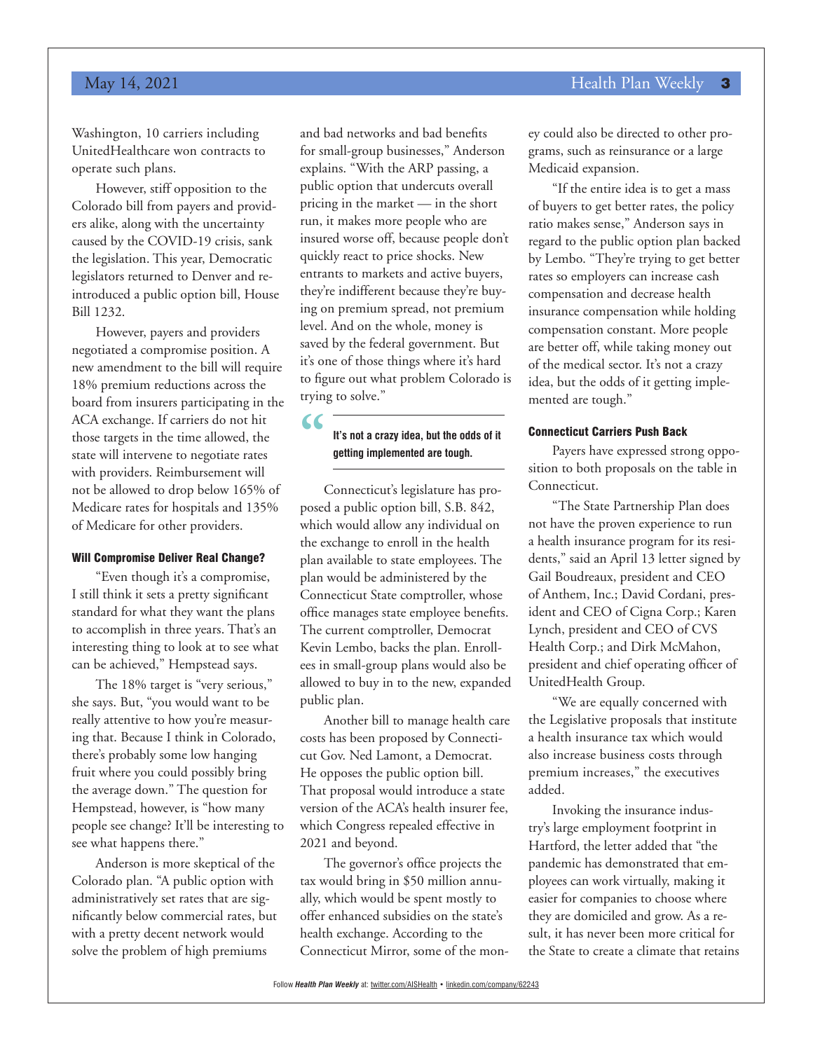Washington, 10 carriers including UnitedHealthcare won contracts to operate such plans.

However, stiff opposition to the Colorado bill from payers and providers alike, along with the uncertainty caused by the COVID-19 crisis, sank the legislation. This year, Democratic legislators returned to Denver and reintroduced a public option bill, House Bill 1232.

However, payers and providers negotiated a compromise position. A new amendment to the bill will require 18% premium reductions across the board from insurers participating in the ACA exchange. If carriers do not hit those targets in the time allowed, the state will intervene to negotiate rates with providers. Reimbursement will not be allowed to drop below 165% of Medicare rates for hospitals and 135% of Medicare for other providers.

### Will Compromise Deliver Real Change?

"Even though it's a compromise, I still think it sets a pretty significant standard for what they want the plans to accomplish in three years. That's an interesting thing to look at to see what can be achieved," Hempstead says.

The 18% target is "very serious," she says. But, "you would want to be really attentive to how you're measuring that. Because I think in Colorado, there's probably some low hanging fruit where you could possibly bring the average down." The question for Hempstead, however, is "how many people see change? It'll be interesting to see what happens there."

Anderson is more skeptical of the Colorado plan. "A public option with administratively set rates that are significantly below commercial rates, but with a pretty decent network would solve the problem of high premiums and bad networks and bad benefits for small-group businesses," Anderson explains. "With the ARP passing, a public option that undercuts overall pricing in the market — in the short run, it makes more people who are insured worse off, because people don't quickly react to price shocks. New entrants to markets and active buyers, they're indifferent because they're buying on premium spread, not premium level. And on the whole, money is saved by the federal government. But it's one of those things where it's hard to figure out what problem Colorado is trying to solve."

> **It's not a crazy idea, but the odds of it getting implemented are tough.**

Connecticut's legislature has proposed a public option bill, S.B. 842, which would allow any individual on the exchange to enroll in the health plan available to state employees. The plan would be administered by the Connecticut State comptroller, whose office manages state employee benefits. The current comptroller, Democrat Kevin Lembo, backs the plan. Enrollees in small-group plans would also be allowed to buy in to the new, expanded public plan.

Another bill to manage health care costs has been proposed by Connecticut Gov. Ned Lamont, a Democrat. He opposes the public option bill. That proposal would introduce a state version of the ACA's health insurer fee, which Congress repealed effective in 2021 and beyond.

The governor's office projects the tax would bring in $50 million annually, which would be spent mostly to offer enhanced subsidies on the state's health exchange. According to the Connecticut Mirror, some of the money could also be directed to other programs, such as reinsurance or a large Medicaid expansion.

"If the entire idea is to get a mass of buyers to get better rates, the policy ratio makes sense," Anderson says in regard to the public option plan backed by Lembo. "They're trying to get better rates so employers can increase cash compensation and decrease health insurance compensation while holding compensation constant. More people are better off, while taking money out of the medical sector. It's not a crazy idea, but the odds of it getting implemented are tough."

### Connecticut Carriers Push Back

Payers have expressed strong opposition to both proposals on the table in Connecticut.

"The State Partnership Plan does not have the proven experience to run a health insurance program for its residents," said an April 13 letter signed by Gail Boudreaux, president and CEO of Anthem, Inc.; David Cordani, president and CEO of Cigna Corp.; Karen Lynch, president and CEO of CVS Health Corp.; and Dirk McMahon, president and chief operating officer of UnitedHealth Group.

"We are equally concerned with the Legislative proposals that institute a health insurance tax which would also increase business costs through premium increases," the executives added.

Invoking the insurance industry's large employment footprint in Hartford, the letter added that "the pandemic has demonstrated that employees can work virtually, making it easier for companies to choose where they are domiciled and grow. As a result, it has never been more critical for the State to create a climate that retains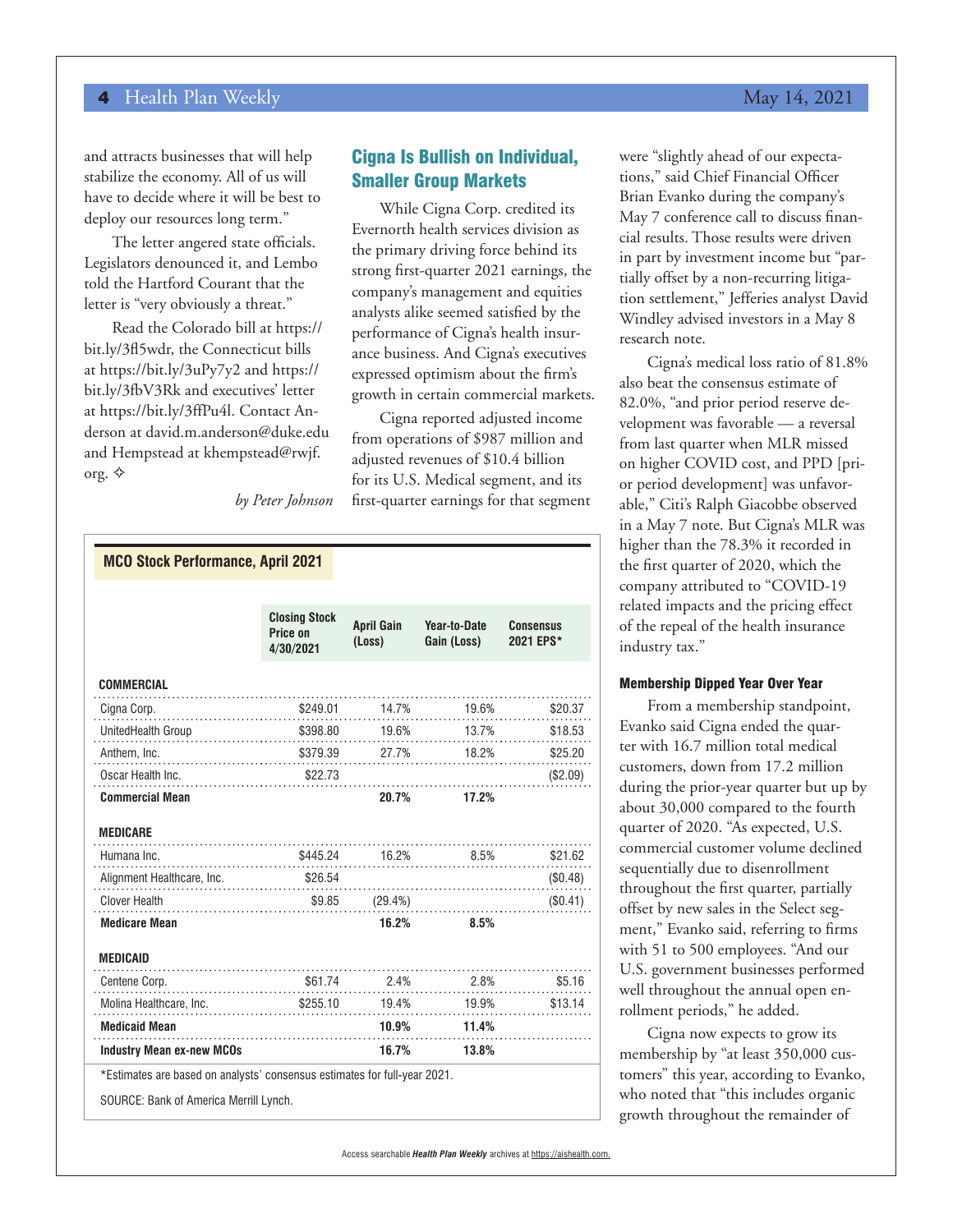and attracts businesses that will help stabilize the economy. All of us will have to decide where it will be best to deploy our resources long term."

The letter angered state officials. Legislators denounced it, and Lembo told the Hartford Courant that the letter is "very obviously a threat."

Read the Colorado bill at https://bit.ly/3fl5wdr, the Connecticut bills at https://bit.ly/3uPy7y2 and https://bit.ly/3fbV3Rk and executives' letter at https://bit.ly/3ffPu4l. Contact Anderson at david.m.anderson@duke.edu and Hempstead at khempstead@rwjf.org. ✧

*by Peter Johnson*

## Cigna Is Bullish on Individual, Smaller Group Markets

While Cigna Corp. credited its Evernorth health services division as the primary driving force behind its strong first-quarter 2021 earnings, the company's management and equities analysts alike seemed satisfied by the performance of Cigna's health insurance business. And Cigna's executives expressed optimism about the firm's growth in certain commercial markets.

Cigna reported adjusted income from operations of $987 million and adjusted revenues of $10.4 billion for its U.S. Medical segment, and its first-quarter earnings for that segment were "slightly ahead of our expectations," said Chief Financial Officer Brian Evanko during the company's May 7 conference call to discuss financial results. Those results were driven in part by investment income but "partially offset by a non-recurring litigation settlement," Jefferies analyst David Windley advised investors in a May 8 research note.

Cigna's medical loss ratio of 81.8% also beat the consensus estimate of 82.0%, "and prior period reserve development was favorable — a reversal from last quarter when MLR missed on higher COVID cost, and PPD [prior period development] was unfavorable," Citi's Ralph Giacobbe observed in a May 7 note. But Cigna's MLR was higher than the 78.3% it recorded in the first quarter of 2020, which the company attributed to "COVID-19 related impacts and the pricing effect of the repeal of the health insurance industry tax."

### Membership Dipped Year Over Year

From a membership standpoint, Evanko said Cigna ended the quarter with 16.7 million total medical customers, down from 17.2 million during the prior-year quarter but up by about 30,000 compared to the fourth quarter of 2020. "As expected, U.S. commercial customer volume declined sequentially due to disenrollment throughout the first quarter, partially offset by new sales in the Select segment," Evanko said, referring to firms with 51 to 500 employees. "And our U.S. government businesses performed well throughout the annual open enrollment periods," he added.

Cigna now expects to grow its membership by "at least 350,000 customers" this year, according to Evanko, who noted that "this includes organic growth throughout the remainder of

**MCO Stock Performance, April 2021**

| | Closing Stock Price on 4/30/2021 | April Gain (Loss) | Year-to-Date Gain (Loss) | Consensus 2021 EPS* |
|---|---|---|---|---|
| **COMMERCIAL** | | | | |
| Cigna Corp. | $249.01 | 14.7% | 19.6% | $20.37 |
| UnitedHealth Group | $398.80 | 19.6% | 13.7% | $18.53 |
| Anthem, Inc. | $379.39 | 27.7% | 18.2% | $25.20 |
| Oscar Health Inc. | $22.73 | | | ($2.09) |
| **Commercial Mean** | | **20.7%** | **17.2%** | |
| **MEDICARE** | | | | |
| Humana Inc. | $445.24 | 16.2% | 8.5% | $21.62 |
| Alignment Healthcare, Inc. | $26.54 | | | ($0.48) |
| Clover Health | $9.85 | (29.4%) | | ($0.41) |
| **Medicare Mean** | | **16.2%** | **8.5%** | |
| **MEDICAID** | | | | |
| Centene Corp. | $61.74 | 2.4% | 2.8% | $5.16 |
| Molina Healthcare, Inc. | $255.10 | 19.4% | 19.9% | $13.14 |
| **Medicaid Mean** | | **10.9%** | **11.4%** | |
| **Industry Mean ex-new MCOs** | | **16.7%** | **13.8%** | |

*Estimates are based on analysts' consensus estimates for full-year 2021.

SOURCE: Bank of America Merrill Lynch.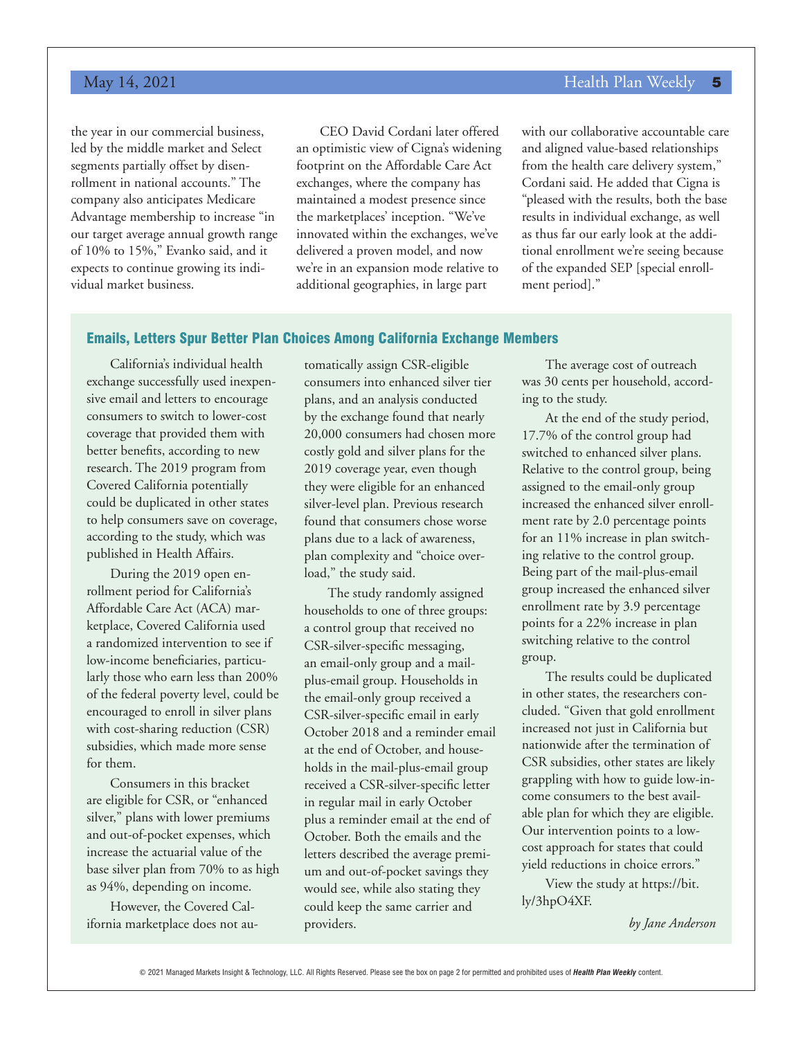the year in our commercial business, led by the middle market and Select segments partially offset by disenrollment in national accounts." The company also anticipates Medicare Advantage membership to increase "in our target average annual growth range of 10% to 15%," Evanko said, and it expects to continue growing its individual market business.

CEO David Cordani later offered an optimistic view of Cigna's widening footprint on the Affordable Care Act exchanges, where the company has maintained a modest presence since the marketplaces' inception. "We've innovated within the exchanges, we've delivered a proven model, and now we're in an expansion mode relative to additional geographies, in large part with our collaborative accountable care and aligned value-based relationships from the health care delivery system," Cordani said. He added that Cigna is "pleased with the results, both the base results in individual exchange, as well as thus far our early look at the additional enrollment we're seeing because of the expanded SEP [special enrollment period]."

## Emails, Letters Spur Better Plan Choices Among California Exchange Members

California's individual health exchange successfully used inexpensive email and letters to encourage consumers to switch to lower-cost coverage that provided them with better benefits, according to new research. The 2019 program from Covered California potentially could be duplicated in other states to help consumers save on coverage, according to the study, which was published in Health Affairs.

During the 2019 open enrollment period for California's Affordable Care Act (ACA) marketplace, Covered California used a randomized intervention to see if low-income beneficiaries, particularly those who earn less than 200% of the federal poverty level, could be encouraged to enroll in silver plans with cost-sharing reduction (CSR) subsidies, which made more sense for them.

Consumers in this bracket are eligible for CSR, or "enhanced silver," plans with lower premiums and out-of-pocket expenses, which increase the actuarial value of the base silver plan from 70% to as high as 94%, depending on income.

However, the Covered California marketplace does not automatically assign CSR-eligible consumers into enhanced silver tier plans, and an analysis conducted by the exchange found that nearly 20,000 consumers had chosen more costly gold and silver plans for the 2019 coverage year, even though they were eligible for an enhanced silver-level plan. Previous research found that consumers chose worse plans due to a lack of awareness, plan complexity and "choice overload," the study said.

The study randomly assigned households to one of three groups: a control group that received no CSR-silver-specific messaging, an email-only group and a mail-plus-email group. Households in the email-only group received a CSR-silver-specific email in early October 2018 and a reminder email at the end of October, and households in the mail-plus-email group received a CSR-silver-specific letter in regular mail in early October plus a reminder email at the end of October. Both the emails and the letters described the average premium and out-of-pocket savings they would see, while also stating they could keep the same carrier and providers.

The average cost of outreach was 30 cents per household, according to the study.

At the end of the study period, 17.7% of the control group had switched to enhanced silver plans. Relative to the control group, being assigned to the email-only group increased the enhanced silver enrollment rate by 2.0 percentage points for an 11% increase in plan switching relative to the control group. Being part of the mail-plus-email group increased the enhanced silver enrollment rate by 3.9 percentage points for a 22% increase in plan switching relative to the control group.

The results could be duplicated in other states, the researchers concluded. "Given that gold enrollment increased not just in California but nationwide after the termination of CSR subsidies, other states are likely grappling with how to guide low-income consumers to the best available plan for which they are eligible. Our intervention points to a low-cost approach for states that could yield reductions in choice errors."

View the study at https://bit.ly/3hpO4XF.

*by Jane Anderson*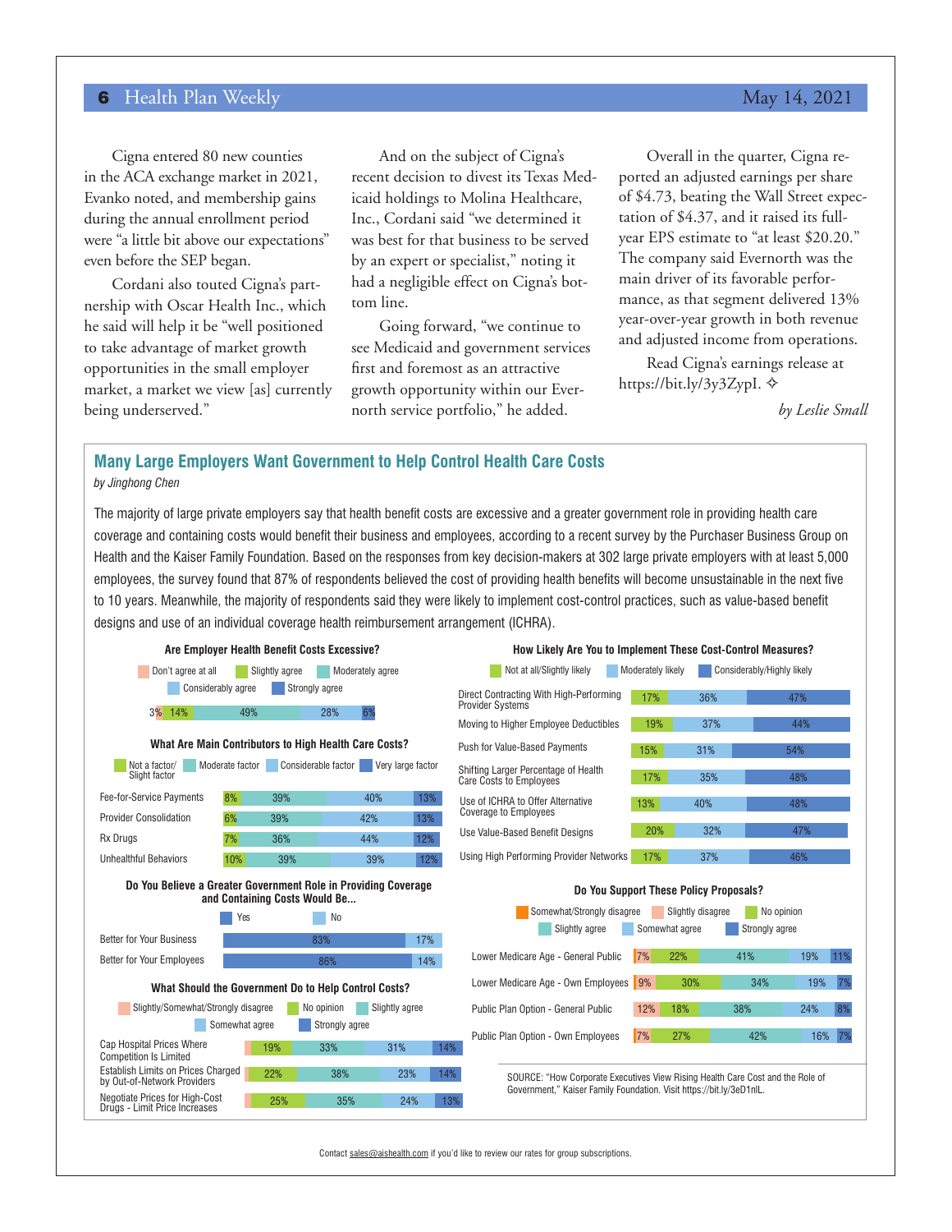Cigna entered 80 new counties in the ACA exchange market in 2021, Evanko noted, and membership gains during the annual enrollment period were "a little bit above our expectations" even before the SEP began.

Cordani also touted Cigna's partnership with Oscar Health Inc., which he said will help it be "well positioned to take advantage of market growth opportunities in the small employer market, a market we view [as] currently being underserved."

And on the subject of Cigna's recent decision to divest its Texas Medicaid holdings to Molina Healthcare, Inc., Cordani said "we determined it was best for that business to be served by an expert or specialist," noting it had a negligible effect on Cigna's bottom line.

Going forward, "we continue to see Medicaid and government services first and foremost as an attractive growth opportunity within our Evernorth service portfolio," he added.

Overall in the quarter, Cigna reported an adjusted earnings per share of $4.73, beating the Wall Street expectation of $4.37, and it raised its full-year EPS estimate to "at least $20.20." The company said Evernorth was the main driver of its favorable performance, as that segment delivered 13% year-over-year growth in both revenue and adjusted income from operations.

Read Cigna's earnings release at https://bit.ly/3y3ZypI. ✧

*by Leslie Small*

## Many Large Employers Want Government to Help Control Health Care Costs

*by Jinghong Chen*

The majority of large private employers say that health benefit costs are excessive and a greater government role in providing health care coverage and containing costs would benefit their business and employees, according to a recent survey by the Purchaser Business Group on Health and the Kaiser Family Foundation. Based on the responses from key decision-makers at 302 large private employers with at least 5,000 employees, the survey found that 87% of respondents believed the cost of providing health benefits will become unsustainable in the next five to 10 years. Meanwhile, the majority of respondents said they were likely to implement cost-control practices, such as value-based benefit designs and use of an individual coverage health reimbursement arrangement (ICHRA).

### Are Employer Health Benefit Costs Excessive?

| Don't agree at all | Slightly agree | Moderately agree | Considerably agree | Strongly agree |
|---|---|---|---|---|
| 3% | 14% | 49% | 28% | 6% |

### What Are Main Contributors to High Health Care Costs?

| | Not a factor/Slight factor | Moderate factor | Considerable factor | Very large factor |
|---|---|---|---|---|
| Fee-for-Service Payments | 8% | 39% | 40% | 13% |
| Provider Consolidation | 6% | 39% | 42% | 13% |
| Rx Drugs | 7% | 36% | 44% | 12% |
| Unhealthful Behaviors | 10% | 39% | 39% | 12% |

### Do You Believe a Greater Government Role in Providing Coverage and Containing Costs Would Be...

| | Yes | No |
|---|---|---|
| Better for Your Business | 83% | 17% |
| Better for Your Employees | 86% | 14% |

### What Should the Government Do to Help Control Costs?

| | Slightly/Somewhat/Strongly disagree | No opinion | Slightly agree | Somewhat agree | Strongly agree |
|---|---|---|---|---|---|
| Cap Hospital Prices Where Competition Is Limited | | 19% | 33% | 31% | 14% |
| Establish Limits on Prices Charged by Out-of-Network Providers | | 22% | 38% | 23% | 14% |
| Negotiate Prices for High-Cost Drugs - Limit Price Increases | | 25% | 35% | 24% | 13% |

### How Likely Are You to Implement These Cost-Control Measures?

| | Not at all/Slightly likely | Moderately likely | Considerably/Highly likely |
|---|---|---|---|
| Direct Contracting With High-Performing Provider Systems | 17% | 36% | 47% |
| Moving to Higher Employee Deductibles | 19% | 37% | 44% |
| Push for Value-Based Payments | 15% | 31% | 54% |
| Shifting Larger Percentage of Health Care Costs to Employees | 17% | 35% | 48% |
| Use of ICHRA to Offer Alternative Coverage to Employees | 13% | 40% | 48% |
| Use Value-Based Benefit Designs | 20% | 32% | 47% |
| Using High Performing Provider Networks | 17% | 37% | 46% |

### Do You Support These Policy Proposals?

| | Somewhat/Strongly disagree | Slightly disagree | No opinion | Slightly agree | Somewhat agree | Strongly agree |
|---|---|---|---|---|---|---|
| Lower Medicare Age - General Public | 7% | | 22% | 41% | 19% | 11% |
| Lower Medicare Age - Own Employees | 9% | | 30% | 34% | 19% | 7% |
| Public Plan Option - General Public | | 12% | 18% | 38% | 24% | 8% |
| Public Plan Option - Own Employees | 7% | | 27% | 42% | 16% | 7% |

SOURCE: "How Corporate Executives View Rising Health Care Cost and the Role of Government," Kaiser Family Foundation. Visit https://bit.ly/3eD1nlL.

Contact sales@aishealth.com if you'd like to review our rates for group subscriptions.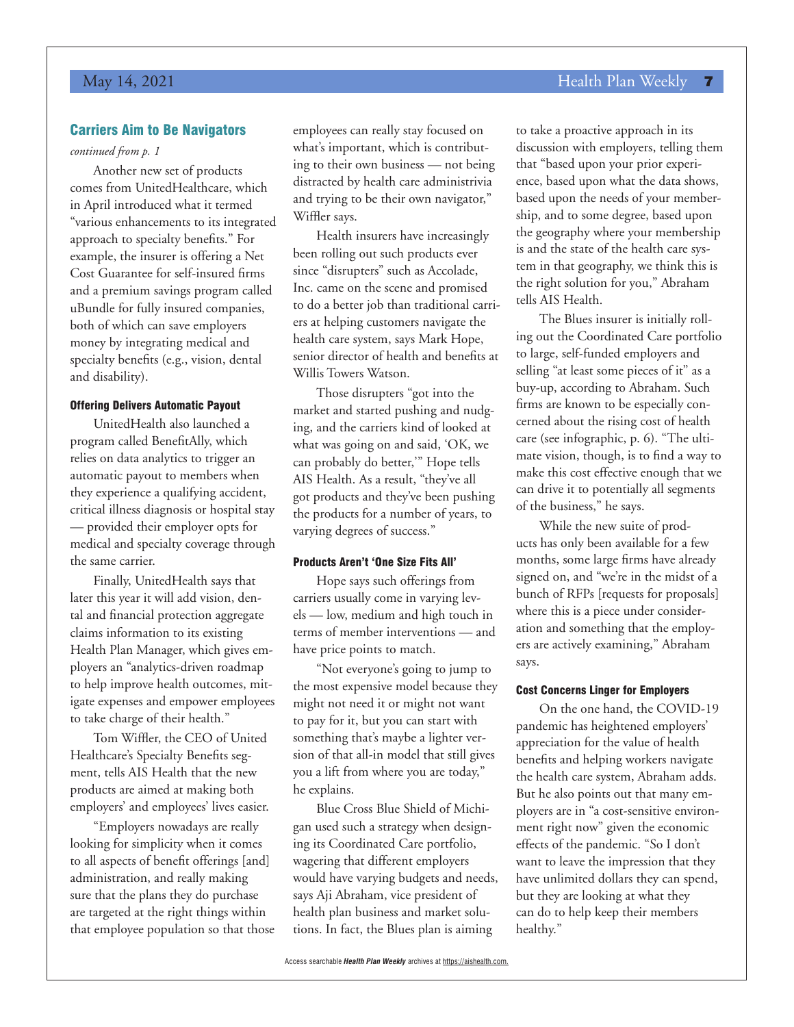## Carriers Aim to Be Navigators

*continued from p. 1*

Another new set of products comes from UnitedHealthcare, which in April introduced what it termed "various enhancements to its integrated approach to specialty benefits." For example, the insurer is offering a Net Cost Guarantee for self-insured firms and a premium savings program called uBundle for fully insured companies, both of which can save employers money by integrating medical and specialty benefits (e.g., vision, dental and disability).

### Offering Delivers Automatic Payout

UnitedHealth also launched a program called BenefitAlly, which relies on data analytics to trigger an automatic payout to members when they experience a qualifying accident, critical illness diagnosis or hospital stay — provided their employer opts for medical and specialty coverage through the same carrier.

Finally, UnitedHealth says that later this year it will add vision, dental and financial protection aggregate claims information to its existing Health Plan Manager, which gives employers an "analytics-driven roadmap to help improve health outcomes, mitigate expenses and empower employees to take charge of their health."

Tom Wiffler, the CEO of United Healthcare's Specialty Benefits segment, tells AIS Health that the new products are aimed at making both employers' and employees' lives easier.

"Employers nowadays are really looking for simplicity when it comes to all aspects of benefit offerings [and] administration, and really making sure that the plans they do purchase are targeted at the right things within that employee population so that those employees can really stay focused on what's important, which is contributing to their own business — not being distracted by health care administrivia and trying to be their own navigator," Wiffler says.

Health insurers have increasingly been rolling out such products ever since "disrupters" such as Accolade, Inc. came on the scene and promised to do a better job than traditional carriers at helping customers navigate the health care system, says Mark Hope, senior director of health and benefits at Willis Towers Watson.

Those disrupters "got into the market and started pushing and nudging, and the carriers kind of looked at what was going on and said, 'OK, we can probably do better,'" Hope tells AIS Health. As a result, "they've all got products and they've been pushing the products for a number of years, to varying degrees of success."

### Products Aren't 'One Size Fits All'

Hope says such offerings from carriers usually come in varying levels — low, medium and high touch in terms of member interventions — and have price points to match.

"Not everyone's going to jump to the most expensive model because they might not need it or might not want to pay for it, but you can start with something that's maybe a lighter version of that all-in model that still gives you a lift from where you are today," he explains.

Blue Cross Blue Shield of Michigan used such a strategy when designing its Coordinated Care portfolio, wagering that different employers would have varying budgets and needs, says Aji Abraham, vice president of health plan business and market solutions. In fact, the Blues plan is aiming to take a proactive approach in its discussion with employers, telling them that "based upon your prior experience, based upon what the data shows, based upon the needs of your membership, and to some degree, based upon the geography where your membership is and the state of the health care system in that geography, we think this is the right solution for you," Abraham tells AIS Health.

The Blues insurer is initially rolling out the Coordinated Care portfolio to large, self-funded employers and selling "at least some pieces of it" as a buy-up, according to Abraham. Such firms are known to be especially concerned about the rising cost of health care (see infographic, p. 6). "The ultimate vision, though, is to find a way to make this cost effective enough that we can drive it to potentially all segments of the business," he says.

While the new suite of products has only been available for a few months, some large firms have already signed on, and "we're in the midst of a bunch of RFPs [requests for proposals] where this is a piece under consideration and something that the employers are actively examining," Abraham says.

### Cost Concerns Linger for Employers

On the one hand, the COVID-19 pandemic has heightened employers' appreciation for the value of health benefits and helping workers navigate the health care system, Abraham adds. But he also points out that many employers are in "a cost-sensitive environment right now" given the economic effects of the pandemic. "So I don't want to leave the impression that they have unlimited dollars they can spend, but they are looking at what they can do to help keep their members healthy."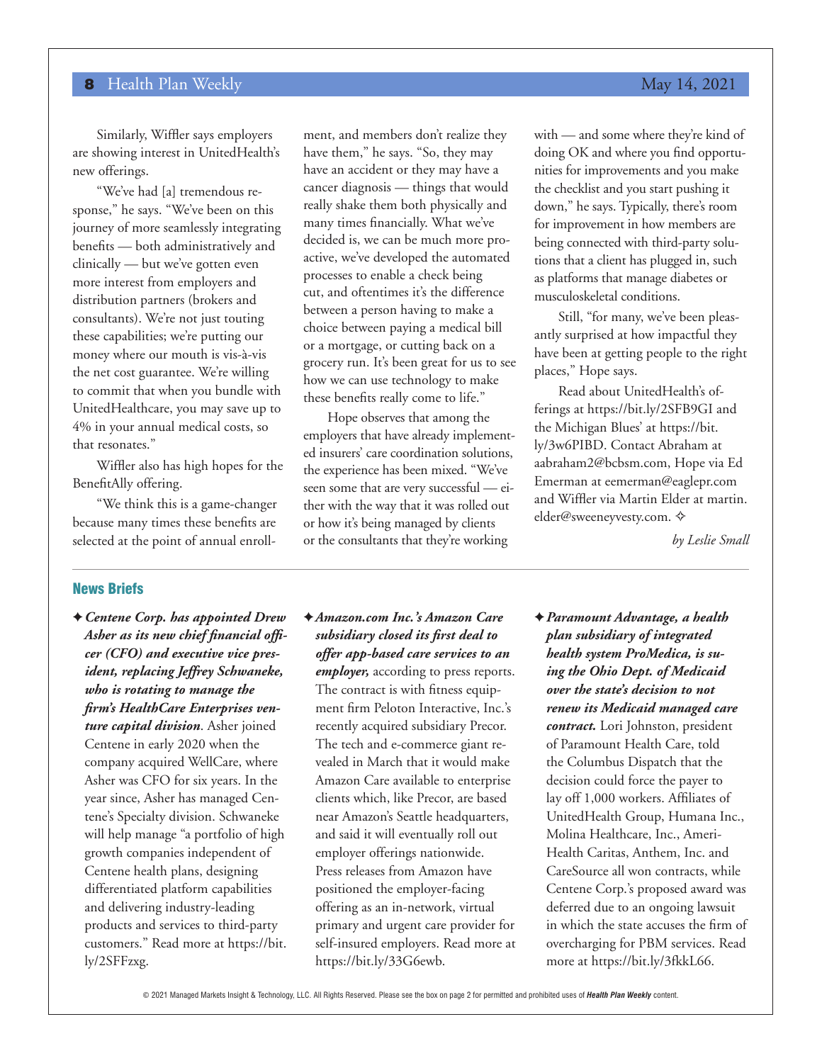Similarly, Wiffler says employers are showing interest in UnitedHealth's new offerings.

"We've had [a] tremendous response," he says. "We've been on this journey of more seamlessly integrating benefits — both administratively and clinically — but we've gotten even more interest from employers and distribution partners (brokers and consultants). We're not just touting these capabilities; we're putting our money where our mouth is vis-à-vis the net cost guarantee. We're willing to commit that when you bundle with UnitedHealthcare, you may save up to 4% in your annual medical costs, so that resonates."

Wiffler also has high hopes for the BenefitAlly offering.

"We think this is a game-changer because many times these benefits are selected at the point of annual enrollment, and members don't realize they have them," he says. "So, they may have an accident or they may have a cancer diagnosis — things that would really shake them both physically and many times financially. What we've decided is, we can be much more proactive, we've developed the automated processes to enable a check being cut, and oftentimes it's the difference between a person having to make a choice between paying a medical bill or a mortgage, or cutting back on a grocery run. It's been great for us to see how we can use technology to make these benefits really come to life."

Hope observes that among the employers that have already implemented insurers' care coordination solutions, the experience has been mixed. "We've seen some that are very successful — either with the way that it was rolled out or how it's being managed by clients or the consultants that they're working with — and some where they're kind of doing OK and where you find opportunities for improvements and you make the checklist and you start pushing it down," he says. Typically, there's room for improvement in how members are being connected with third-party solutions that a client has plugged in, such as platforms that manage diabetes or musculoskeletal conditions.

Still, "for many, we've been pleasantly surprised at how impactful they have been at getting people to the right places," Hope says.

Read about UnitedHealth's offerings at https://bit.ly/2SFB9GI and the Michigan Blues' at https://bit.ly/3w6PIBD. Contact Abraham at aabraham2@bcbsm.com, Hope via Ed Emerman at eemerman@eaglepr.com and Wiffler via Martin Elder at martin.elder@sweeneyvesty.com. ✧

*by Leslie Small*

## News Briefs

✦ ***Centene Corp. has appointed Drew Asher as its new chief financial officer (CFO) and executive vice president, replacing Jeffrey Schwaneke, who is rotating to manage the firm's HealthCare Enterprises venture capital division.*** Asher joined Centene in early 2020 when the company acquired WellCare, where Asher was CFO for six years. In the year since, Asher has managed Centene's Specialty division. Schwaneke will help manage "a portfolio of high growth companies independent of Centene health plans, designing differentiated platform capabilities and delivering industry-leading products and services to third-party customers." Read more at https://bit.ly/2SFFzxg.

✦ ***Amazon.com Inc.'s Amazon Care subsidiary closed its first deal to offer app-based care services to an employer,*** according to press reports. The contract is with fitness equipment firm Peloton Interactive, Inc.'s recently acquired subsidiary Precor. The tech and e-commerce giant revealed in March that it would make Amazon Care available to enterprise clients which, like Precor, are based near Amazon's Seattle headquarters, and said it will eventually roll out employer offerings nationwide. Press releases from Amazon have positioned the employer-facing offering as an in-network, virtual primary and urgent care provider for self-insured employers. Read more at https://bit.ly/33G6ewb.

✦ ***Paramount Advantage, a health plan subsidiary of integrated health system ProMedica, is suing the Ohio Dept. of Medicaid over the state's decision to not renew its Medicaid managed care contract.*** Lori Johnston, president of Paramount Health Care, told the Columbus Dispatch that the decision could force the payer to lay off 1,000 workers. Affiliates of UnitedHealth Group, Humana Inc., Molina Healthcare, Inc., AmeriHealth Caritas, Anthem, Inc. and CareSource all won contracts, while Centene Corp.'s proposed award was deferred due to an ongoing lawsuit in which the state accuses the firm of overcharging for PBM services. Read more at https://bit.ly/3fkkL66.

© 2021 Managed Markets Insight & Technology, LLC. All Rights Reserved. Please see the box on page 2 for permitted and prohibited uses of ***Health Plan Weekly*** content.